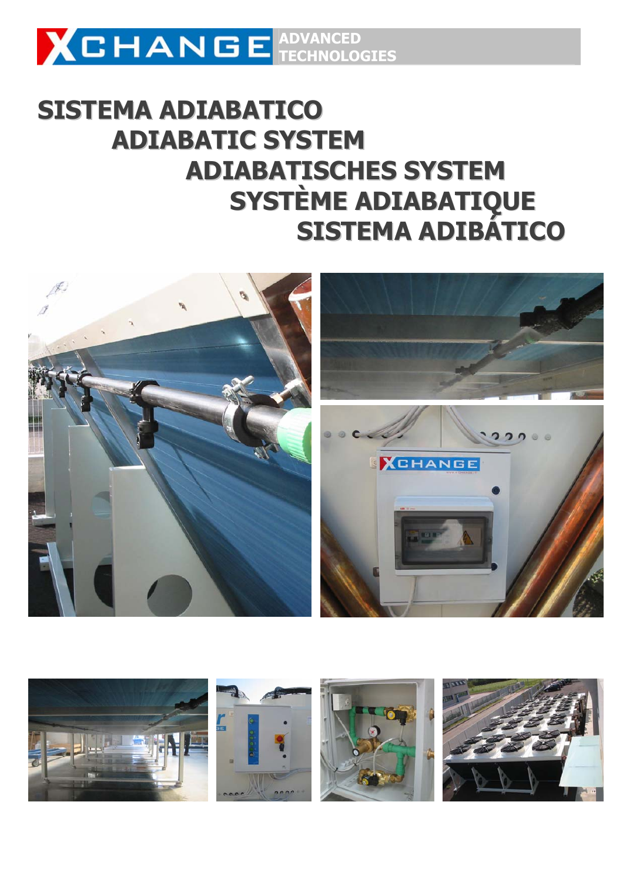XCHANGE ADVANCED TECHNOLOGIES

# SISTEMA ADIABATICO
# ADIABATIC SYSTEM
# ADIABATISCHES SYSTEM
# SYSTÈME ADIABATIQUE
# SISTEMA ADIBÁTICO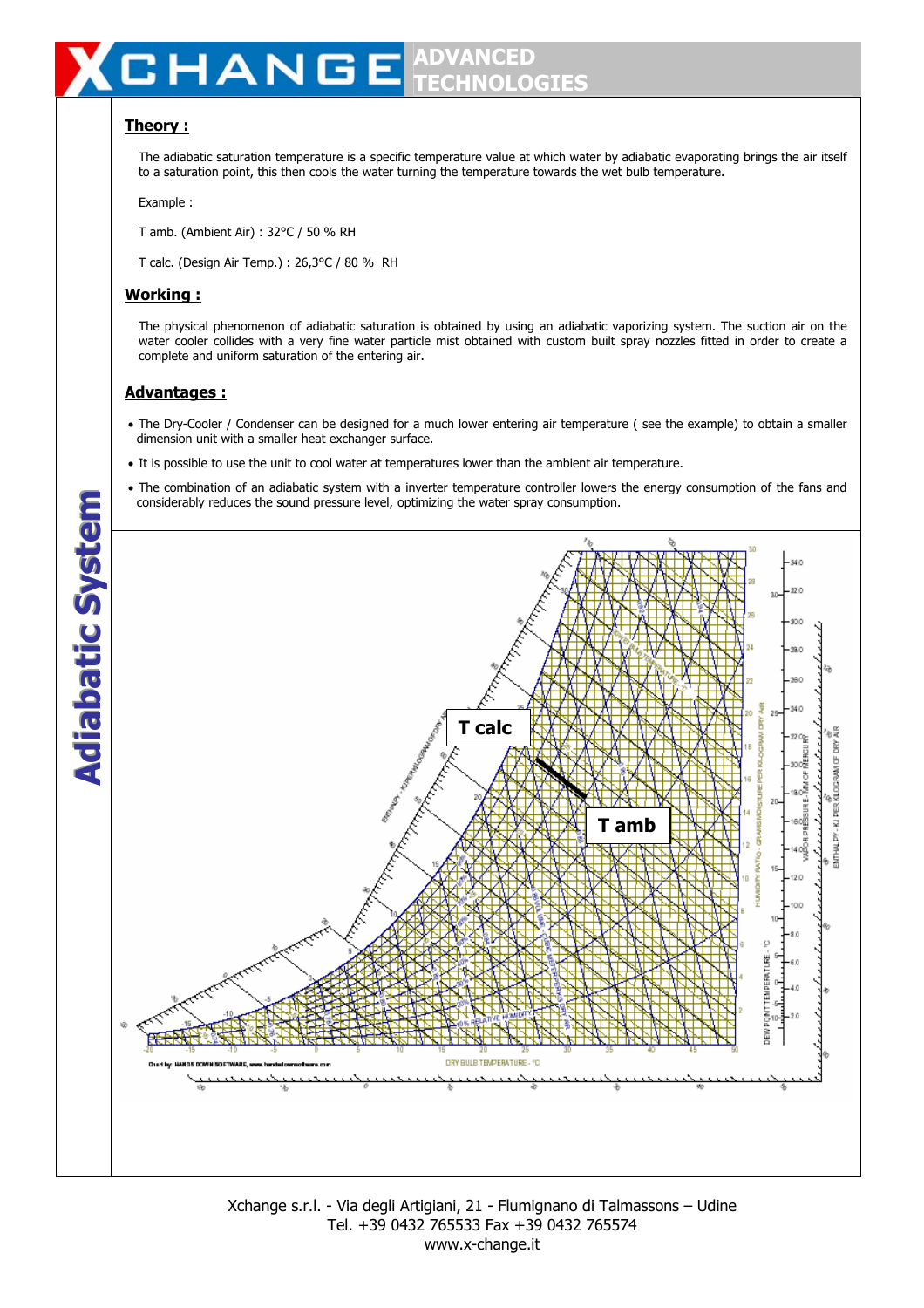## Theory :

The adiabatic saturation temperature is a specific temperature value at which water by adiabatic evaporating brings the air itself to a saturation point, this then cools the water turning the temperature towards the wet bulb temperature.

Example :

T amb. (Ambient Air) : 32°C / 50 % RH

T calc. (Design Air Temp.) : 26,3°C / 80 % RH

## Working :

The physical phenomenon of adiabatic saturation is obtained by using an adiabatic vaporizing system. The suction air on the water cooler collides with a very fine water particle mist obtained with custom built spray nozzles fitted in order to create a complete and uniform saturation of the entering air.

## Advantages :

- The Dry-Cooler / Condenser can be designed for a much lower entering air temperature ( see the example) to obtain a smaller dimension unit with a smaller heat exchanger surface.
- It is possible to use the unit to cool water at temperatures lower than the ambient air temperature.
- The combination of an adiabatic system with a inverter temperature controller lowers the energy consumption of the fans and considerably reduces the sound pressure level, optimizing the water spray consumption.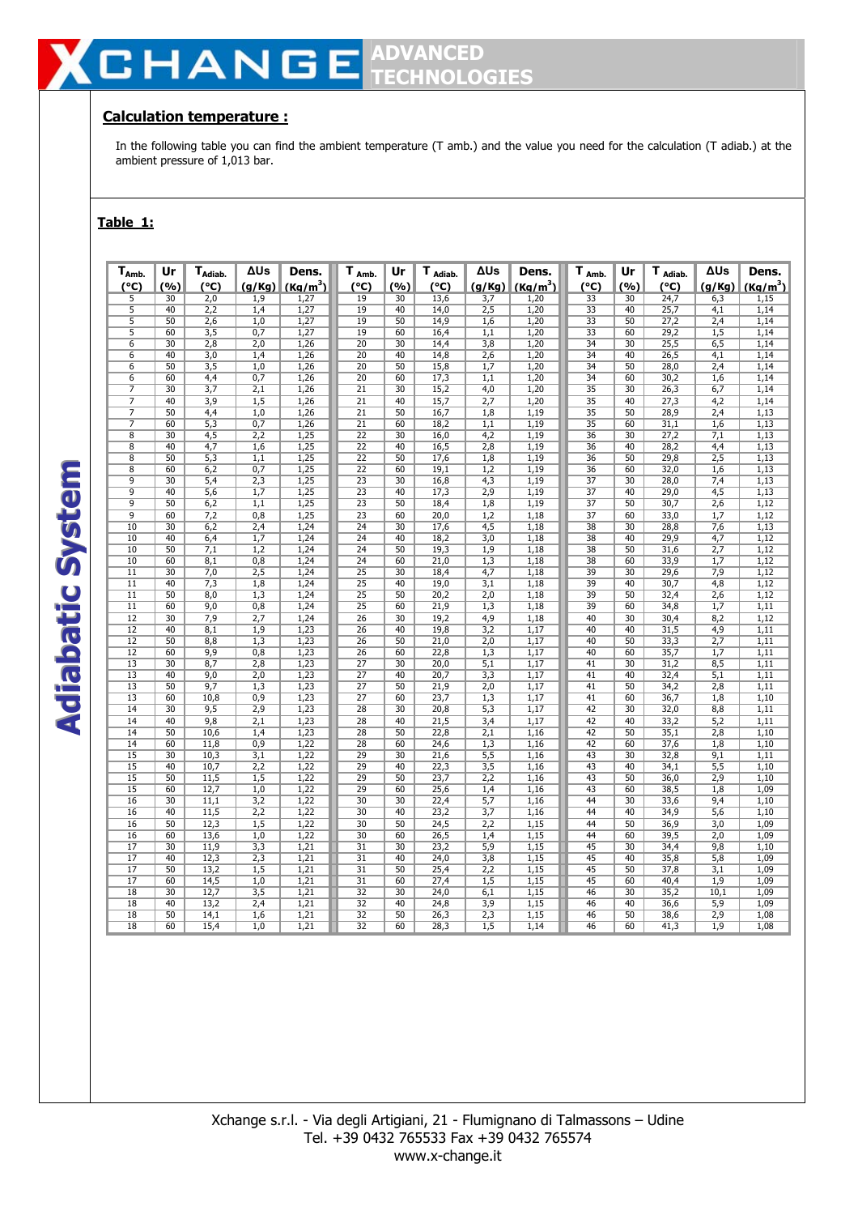## Calculation temperature :

In the following table you can find the ambient temperature (T amb.) and the value you need for the calculation (T adiab.) at the ambient pressure of 1,013 bar.

## Table 1:

| $T_{Amb.}$ (°C) | Ur (%) | $T_{Adiab.}$ (°C) | ΔUs (g/Kg) | Dens. (Kg/m$^3$) | $T_{Amb.}$ (°C) | Ur (%) | $T_{Adiab.}$ (°C) | ΔUs (g/Kg) | Dens. (Kg/m$^3$) | $T_{Amb.}$ (°C) | Ur (%) | $T_{Adiab.}$ (°C) | ΔUs (g/Kg) | Dens. (Kg/m$^3$) |
|---|---|---|---|---|---|---|---|---|---|---|---|---|---|---|
| 5 | 30 | 2,0 | 1,9 | 1,27 | 19 | 30 | 13,6 | 3,7 | 1,20 | 33 | 30 | 24,7 | 6,3 | 1,15 |
| 5 | 40 | 2,2 | 1,4 | 1,27 | 19 | 40 | 14,0 | 2,5 | 1,20 | 33 | 40 | 25,7 | 4,1 | 1,14 |
| 5 | 50 | 2,6 | 1,0 | 1,27 | 19 | 50 | 14,9 | 1,6 | 1,20 | 33 | 50 | 27,2 | 2,4 | 1,14 |
| 5 | 60 | 3,5 | 0,7 | 1,27 | 19 | 60 | 16,4 | 1,1 | 1,20 | 33 | 60 | 29,2 | 1,5 | 1,14 |
| 6 | 30 | 2,8 | 2,0 | 1,26 | 20 | 30 | 14,4 | 3,8 | 1,20 | 34 | 30 | 25,5 | 6,5 | 1,14 |
| 6 | 40 | 3,0 | 1,4 | 1,26 | 20 | 40 | 14,8 | 2,6 | 1,20 | 34 | 40 | 26,5 | 4,1 | 1,14 |
| 6 | 50 | 3,5 | 1,0 | 1,26 | 20 | 50 | 15,8 | 1,7 | 1,20 | 34 | 50 | 28,0 | 2,4 | 1,14 |
| 6 | 60 | 4,4 | 0,7 | 1,26 | 20 | 60 | 17,3 | 1,1 | 1,20 | 34 | 60 | 30,2 | 1,6 | 1,14 |
| 7 | 30 | 3,7 | 2,1 | 1,26 | 21 | 30 | 15,2 | 4,0 | 1,20 | 35 | 30 | 26,3 | 6,7 | 1,14 |
| 7 | 40 | 3,9 | 1,5 | 1,26 | 21 | 40 | 15,7 | 2,7 | 1,20 | 35 | 40 | 27,3 | 4,2 | 1,14 |
| 7 | 50 | 4,4 | 1,0 | 1,26 | 21 | 50 | 16,7 | 1,8 | 1,19 | 35 | 50 | 28,9 | 2,4 | 1,13 |
| 7 | 60 | 5,3 | 0,7 | 1,26 | 21 | 60 | 18,2 | 1,1 | 1,19 | 35 | 60 | 31,1 | 1,6 | 1,13 |
| 8 | 30 | 4,5 | 2,2 | 1,25 | 22 | 30 | 16,0 | 4,2 | 1,19 | 36 | 30 | 27,2 | 7,1 | 1,13 |
| 8 | 40 | 4,7 | 1,6 | 1,25 | 22 | 40 | 16,5 | 2,8 | 1,19 | 36 | 40 | 28,2 | 4,4 | 1,13 |
| 8 | 50 | 5,3 | 1,1 | 1,25 | 22 | 50 | 17,6 | 1,8 | 1,19 | 36 | 50 | 29,8 | 2,5 | 1,13 |
| 8 | 60 | 6,2 | 0,7 | 1,25 | 22 | 60 | 19,1 | 1,2 | 1,19 | 36 | 60 | 32,0 | 1,6 | 1,13 |
| 9 | 30 | 5,4 | 2,3 | 1,25 | 23 | 30 | 16,8 | 4,3 | 1,19 | 37 | 30 | 28,0 | 7,4 | 1,13 |
| 9 | 40 | 5,6 | 1,7 | 1,25 | 23 | 40 | 17,3 | 2,9 | 1,19 | 37 | 40 | 29,0 | 4,5 | 1,13 |
| 9 | 50 | 6,2 | 1,1 | 1,25 | 23 | 50 | 18,4 | 1,8 | 1,19 | 37 | 50 | 30,7 | 2,6 | 1,12 |
| 9 | 60 | 7,2 | 0,8 | 1,25 | 23 | 60 | 20,0 | 1,2 | 1,18 | 37 | 60 | 33,0 | 1,7 | 1,12 |
| 10 | 30 | 6,2 | 2,4 | 1,24 | 24 | 30 | 17,6 | 4,5 | 1,18 | 38 | 30 | 28,8 | 7,6 | 1,13 |
| 10 | 40 | 6,4 | 1,7 | 1,24 | 24 | 40 | 18,2 | 3,0 | 1,18 | 38 | 40 | 29,9 | 4,7 | 1,12 |
| 10 | 50 | 7,1 | 1,2 | 1,24 | 24 | 50 | 19,3 | 1,9 | 1,18 | 38 | 50 | 31,6 | 2,7 | 1,12 |
| 10 | 60 | 8,1 | 0,8 | 1,24 | 24 | 60 | 21,0 | 1,3 | 1,18 | 38 | 60 | 33,9 | 1,7 | 1,12 |
| 11 | 30 | 7,0 | 2,5 | 1,24 | 25 | 30 | 18,4 | 4,7 | 1,18 | 39 | 30 | 29,6 | 7,9 | 1,12 |
| 11 | 40 | 7,3 | 1,8 | 1,24 | 25 | 40 | 19,0 | 3,1 | 1,18 | 39 | 40 | 30,7 | 4,8 | 1,12 |
| 11 | 50 | 8,0 | 1,3 | 1,24 | 25 | 50 | 20,2 | 2,0 | 1,18 | 39 | 50 | 32,4 | 2,6 | 1,12 |
| 11 | 60 | 9,0 | 0,8 | 1,24 | 25 | 60 | 21,9 | 1,3 | 1,18 | 39 | 60 | 34,8 | 1,7 | 1,11 |
| 12 | 30 | 7,9 | 2,7 | 1,24 | 26 | 30 | 19,2 | 4,9 | 1,18 | 40 | 30 | 30,4 | 8,2 | 1,12 |
| 12 | 40 | 8,1 | 1,9 | 1,23 | 26 | 40 | 19,8 | 3,2 | 1,17 | 40 | 40 | 31,5 | 4,9 | 1,11 |
| 12 | 50 | 8,8 | 1,3 | 1,23 | 26 | 50 | 21,0 | 2,0 | 1,17 | 40 | 50 | 33,3 | 2,7 | 1,11 |
| 12 | 60 | 9,9 | 0,8 | 1,23 | 26 | 60 | 22,8 | 1,3 | 1,17 | 40 | 60 | 35,7 | 1,7 | 1,11 |
| 13 | 30 | 8,7 | 2,8 | 1,23 | 27 | 30 | 20,0 | 5,1 | 1,17 | 41 | 30 | 31,2 | 8,5 | 1,11 |
| 13 | 40 | 9,0 | 2,0 | 1,23 | 27 | 40 | 20,7 | 3,3 | 1,17 | 41 | 40 | 32,4 | 5,1 | 1,11 |
| 13 | 50 | 9,7 | 1,3 | 1,23 | 27 | 50 | 21,9 | 2,0 | 1,17 | 41 | 50 | 34,2 | 2,8 | 1,11 |
| 13 | 60 | 10,8 | 0,9 | 1,23 | 27 | 60 | 23,7 | 1,3 | 1,17 | 41 | 60 | 36,7 | 1,8 | 1,10 |
| 14 | 30 | 9,5 | 2,9 | 1,23 | 28 | 30 | 20,8 | 5,3 | 1,17 | 42 | 30 | 32,0 | 8,8 | 1,11 |
| 14 | 40 | 9,8 | 2,1 | 1,23 | 28 | 40 | 21,5 | 3,4 | 1,17 | 42 | 40 | 33,2 | 5,2 | 1,11 |
| 14 | 50 | 10,6 | 1,4 | 1,23 | 28 | 50 | 22,8 | 2,1 | 1,16 | 42 | 50 | 35,1 | 2,8 | 1,10 |
| 14 | 60 | 11,8 | 0,9 | 1,22 | 28 | 60 | 24,6 | 1,3 | 1,16 | 42 | 60 | 37,6 | 1,8 | 1,10 |
| 15 | 30 | 10,3 | 3,1 | 1,22 | 29 | 30 | 21,6 | 5,5 | 1,16 | 43 | 30 | 32,8 | 9,1 | 1,11 |
| 15 | 40 | 10,7 | 2,2 | 1,22 | 29 | 40 | 22,3 | 3,5 | 1,16 | 43 | 40 | 34,1 | 5,5 | 1,10 |
| 15 | 50 | 11,5 | 1,5 | 1,22 | 29 | 50 | 23,7 | 2,2 | 1,16 | 43 | 50 | 36,0 | 2,9 | 1,10 |
| 15 | 60 | 12,7 | 1,0 | 1,22 | 29 | 60 | 25,6 | 1,4 | 1,16 | 43 | 60 | 38,5 | 1,8 | 1,09 |
| 16 | 30 | 11,1 | 3,2 | 1,22 | 30 | 30 | 22,4 | 5,7 | 1,16 | 44 | 30 | 33,6 | 9,4 | 1,10 |
| 16 | 40 | 11,5 | 2,2 | 1,22 | 30 | 40 | 23,2 | 3,7 | 1,16 | 44 | 40 | 34,9 | 5,6 | 1,10 |
| 16 | 50 | 12,3 | 1,5 | 1,22 | 30 | 50 | 24,5 | 2,2 | 1,15 | 44 | 50 | 36,9 | 3,0 | 1,09 |
| 16 | 60 | 13,6 | 1,0 | 1,22 | 30 | 60 | 26,5 | 1,4 | 1,15 | 44 | 60 | 39,5 | 2,0 | 1,09 |
| 17 | 30 | 11,9 | 3,3 | 1,21 | 31 | 30 | 23,2 | 5,9 | 1,15 | 45 | 30 | 34,4 | 9,8 | 1,10 |
| 17 | 40 | 12,3 | 2,3 | 1,21 | 31 | 40 | 24,0 | 3,8 | 1,15 | 45 | 40 | 35,8 | 5,8 | 1,09 |
| 17 | 50 | 13,2 | 1,5 | 1,21 | 31 | 50 | 25,4 | 2,2 | 1,15 | 45 | 50 | 37,8 | 3,1 | 1,09 |
| 17 | 60 | 14,5 | 1,0 | 1,21 | 31 | 60 | 27,4 | 1,5 | 1,15 | 45 | 60 | 40,4 | 1,9 | 1,09 |
| 18 | 30 | 12,7 | 3,5 | 1,21 | 32 | 30 | 24,0 | 6,1 | 1,15 | 46 | 30 | 35,2 | 10,1 | 1,09 |
| 18 | 40 | 13,2 | 2,4 | 1,21 | 32 | 40 | 24,8 | 3,9 | 1,15 | 46 | 40 | 36,6 | 5,9 | 1,09 |
| 18 | 50 | 14,1 | 1,6 | 1,21 | 32 | 50 | 26,3 | 2,3 | 1,15 | 46 | 50 | 38,6 | 2,9 | 1,08 |
| 18 | 60 | 15,4 | 1,0 | 1,21 | 32 | 60 | 28,3 | 1,5 | 1,14 | 46 | 60 | 41,3 | 1,9 | 1,08 |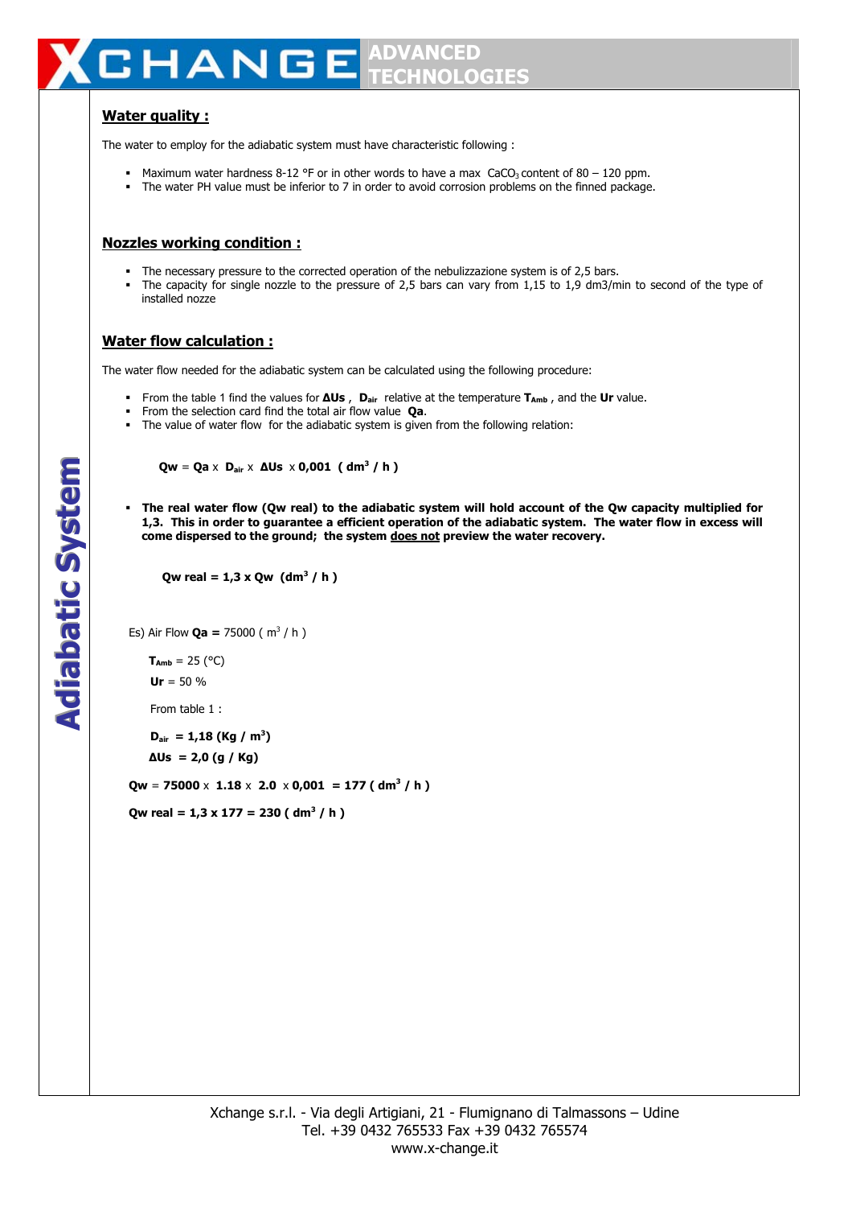## Water quality :

The water to employ for the adiabatic system must have characteristic following :

- Maximum water hardness 8-12 °F or in other words to have a max $CaCO_3$ content of 80 – 120 ppm.
- The water PH value must be inferior to 7 in order to avoid corrosion problems on the finned package.

## Nozzles working condition :

- The necessary pressure to the corrected operation of the nebulizzazione system is of 2,5 bars.
- The capacity for single nozzle to the pressure of 2,5 bars can vary from 1,15 to 1,9 dm3/min to second of the type of installed nozze

## Water flow calculation :

The water flow needed for the adiabatic system can be calculated using the following procedure:

- From the table 1 find the values for **ΔUs** , $\mathbf{D_{air}}$ relative at the temperature $\mathbf{T_{Amb}}$ , and the **Ur** value.
- From the selection card find the total air flow value **Qa**.
- The value of water flow for the adiabatic system is given from the following relation:

$$\mathbf{Qw} = \mathbf{Qa} \times \mathbf{D_{air}} \times \mathbf{\Delta Us} \times \mathbf{0{,}001} \;\; (\mathbf{dm^3 / h})$$

- **The real water flow (Qw real) to the adiabatic system will hold account of the Qw capacity multiplied for 1,3. This in order to guarantee a efficient operation of the adiabatic system. The water flow in excess will come dispersed to the ground; the system <u>does not</u> preview the water recovery.**

$$\mathbf{Qw\ real = 1{,}3 \times Qw \;\; (dm^3 / h)}$$

Es) Air Flow **Qa =** 75000 ( $m^3$ / h )

$\mathbf{T_{Amb}}$ = 25 (°C)

**Ur** = 50 %

From table 1 :

$\mathbf{D_{air}}$ **= 1,18 (Kg / $m^3$)**

**ΔUs = 2,0 (g / Kg)**

**Qw** = **75000** x **1.18** x **2.0** x **0,001 = 177 ( $dm^3$ / h )**

**Qw real = 1,3 x 177 = 230 ( $dm^3$ / h )**

Xchange s.r.l. - Via degli Artigiani, 21 - Flumignano di Talmassons – Udine
Tel. +39 0432 765533 Fax +39 0432 765574
www.x-change.it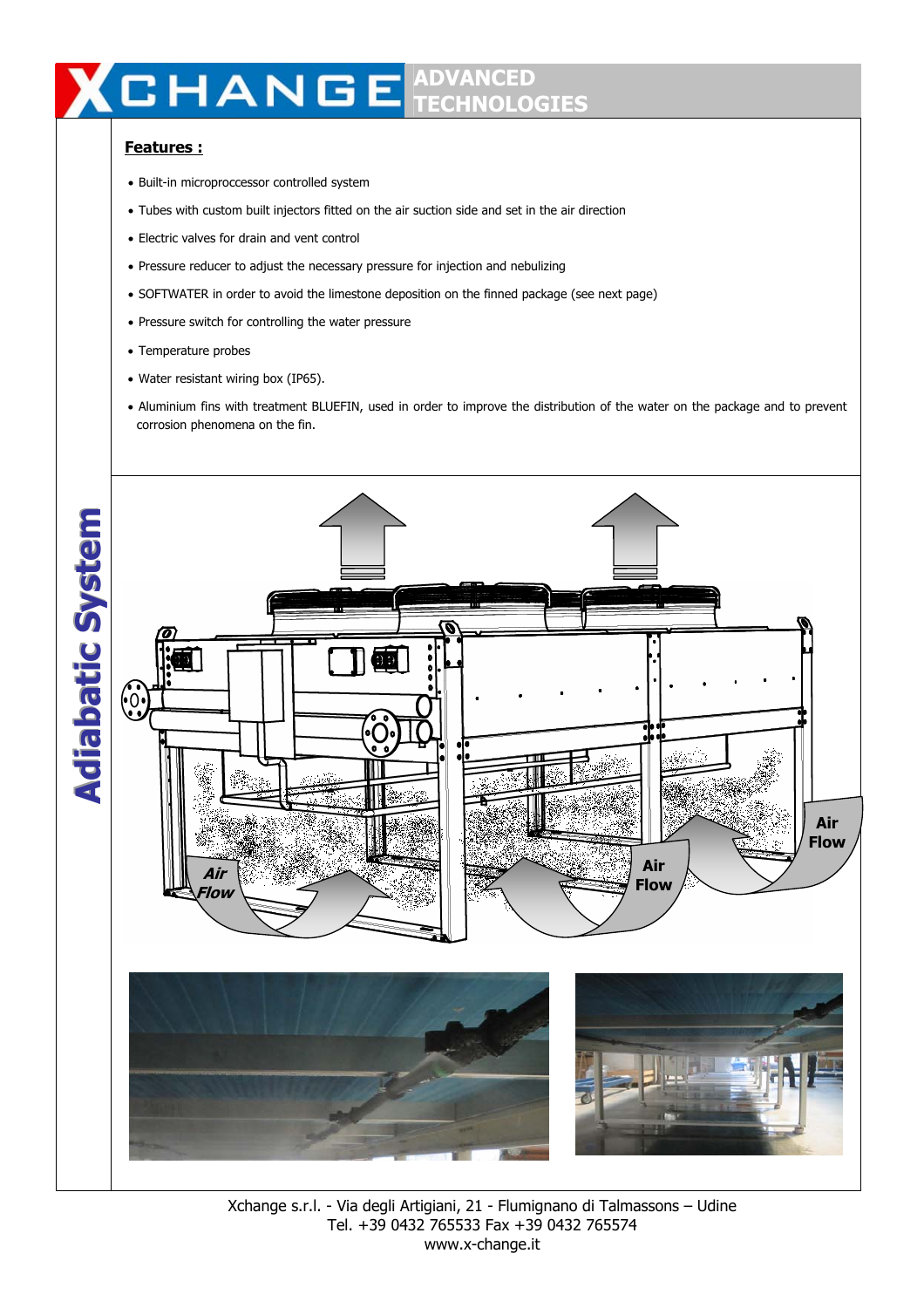# Adiabatic System

**Features :**

- Built-in microproccessor controlled system
- Tubes with custom built injectors fitted on the air suction side and set in the air direction
- Electric valves for drain and vent control
- Pressure reducer to adjust the necessary pressure for injection and nebulizing
- SOFTWATER in order to avoid the limestone deposition on the finned package (see next page)
- Pressure switch for controlling the water pressure
- Temperature probes
- Water resistant wiring box (IP65).
- Aluminium fins with treatment BLUEFIN, used in order to improve the distribution of the water on the package and to prevent corrosion phenomena on the fin.

Air Flow

Air Flow

Air Flow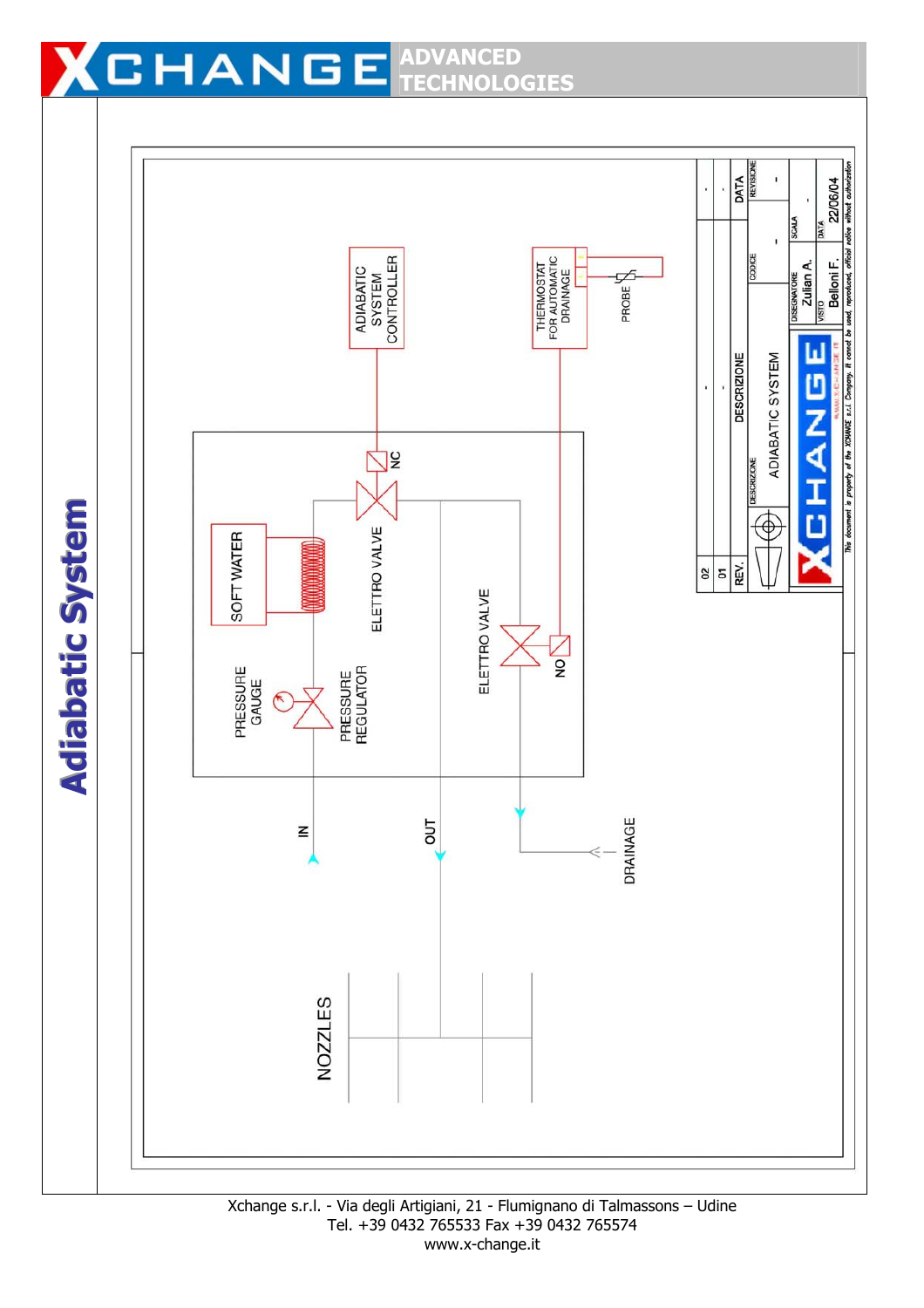# Adiabatic System

ADIABATIC SYSTEM CONTROLLER

THERMOSTAT FOR AUTOMATIC DRAINAGE

PROBE

NC

SOFT WATER

ELETTRO VALVE

PRESSURE GAUGE

PRESSURE REGULATOR

ELETTRO VALVE

NO

IN

OUT

DRAINAGE

NOZZLES

| REV. | DESCRIZIONE | DATA |
|---|---|---|
| 01 | - | - |
| 02 | - | - |

DESCRIZIONE: ADIABATIC SYSTEM

CODICE: -

REVISIONE: -

SCALA: -

DISEGNATORE: Zulian A.

VISTO: Belloni F.

DATA: 22/06/04

This document is property of the XCHANGE s.r.l. Company. It cannot be used, reproduced, official notice without authorization

Xchange s.r.l. - Via degli Artigiani, 21 - Flumignano di Talmassons – Udine
Tel. +39 0432 765533 Fax +39 0432 765574
www.x-change.it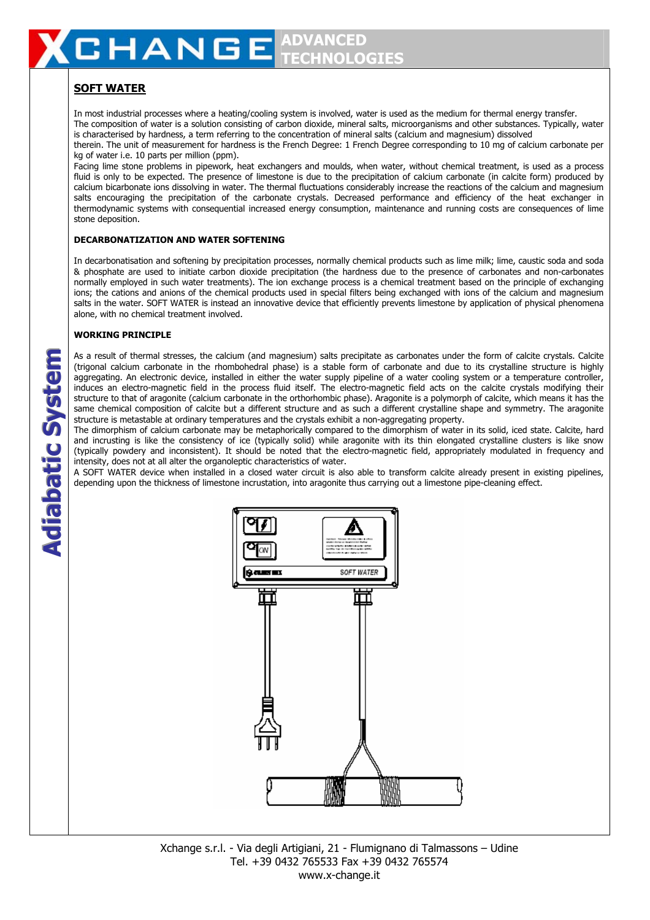## SOFT WATER

In most industrial processes where a heating/cooling system is involved, water is used as the medium for thermal energy transfer.
The composition of water is a solution consisting of carbon dioxide, mineral salts, microorganisms and other substances. Typically, water is characterised by hardness, a term referring to the concentration of mineral salts (calcium and magnesium) dissolved therein. The unit of measurement for hardness is the French Degree: 1 French Degree corresponding to 10 mg of calcium carbonate per kg of water i.e. 10 parts per million (ppm).
Facing lime stone problems in pipework, heat exchangers and moulds, when water, without chemical treatment, is used as a process fluid is only to be expected. The presence of limestone is due to the precipitation of calcium carbonate (in calcite form) produced by calcium bicarbonate ions dissolving in water. The thermal fluctuations considerably increase the reactions of the calcium and magnesium salts encouraging the precipitation of the carbonate crystals. Decreased performance and efficiency of the heat exchanger in thermodynamic systems with consequential increased energy consumption, maintenance and running costs are consequences of lime stone deposition.

### DECARBONATIZATION AND WATER SOFTENING

In decarbonatisation and softening by precipitation processes, normally chemical products such as lime milk; lime, caustic soda and soda & phosphate are used to initiate carbon dioxide precipitation (the hardness due to the presence of carbonates and non-carbonates normally employed in such water treatments). The ion exchange process is a chemical treatment based on the principle of exchanging ions; the cations and anions of the chemical products used in special filters being exchanged with ions of the calcium and magnesium salts in the water. SOFT WATER is instead an innovative device that efficiently prevents limestone by application of physical phenomena alone, with no chemical treatment involved.

### WORKING PRINCIPLE

As a result of thermal stresses, the calcium (and magnesium) salts precipitate as carbonates under the form of calcite crystals. Calcite (trigonal calcium carbonate in the rhombohedral phase) is a stable form of carbonate and due to its crystalline structure is highly aggregating. An electronic device, installed in either the water supply pipeline of a water cooling system or a temperature controller, induces an electro-magnetic field in the process fluid itself. The electro-magnetic field acts on the calcite crystals modifying their structure to that of aragonite (calcium carbonate in the orthorhombic phase). Aragonite is a polymorph of calcite, which means it has the same chemical composition of calcite but a different structure and as such a different crystalline shape and symmetry. The aragonite structure is metastable at ordinary temperatures and the crystals exhibit a non-aggregating property.
The dimorphism of calcium carbonate may be metaphorically compared to the dimorphism of water in its solid, iced state. Calcite, hard and incrusting is like the consistency of ice (typically solid) while aragonite with its thin elongated crystalline clusters is like snow (typically powdery and inconsistent). It should be noted that the electro-magnetic field, appropriately modulated in frequency and intensity, does not at all alter the organoleptic characteristics of water.
A SOFT WATER device when installed in a closed water circuit is also able to transform calcite already present in existing pipelines, depending upon the thickness of limestone incrustation, into aragonite thus carrying out a limestone pipe-cleaning effect.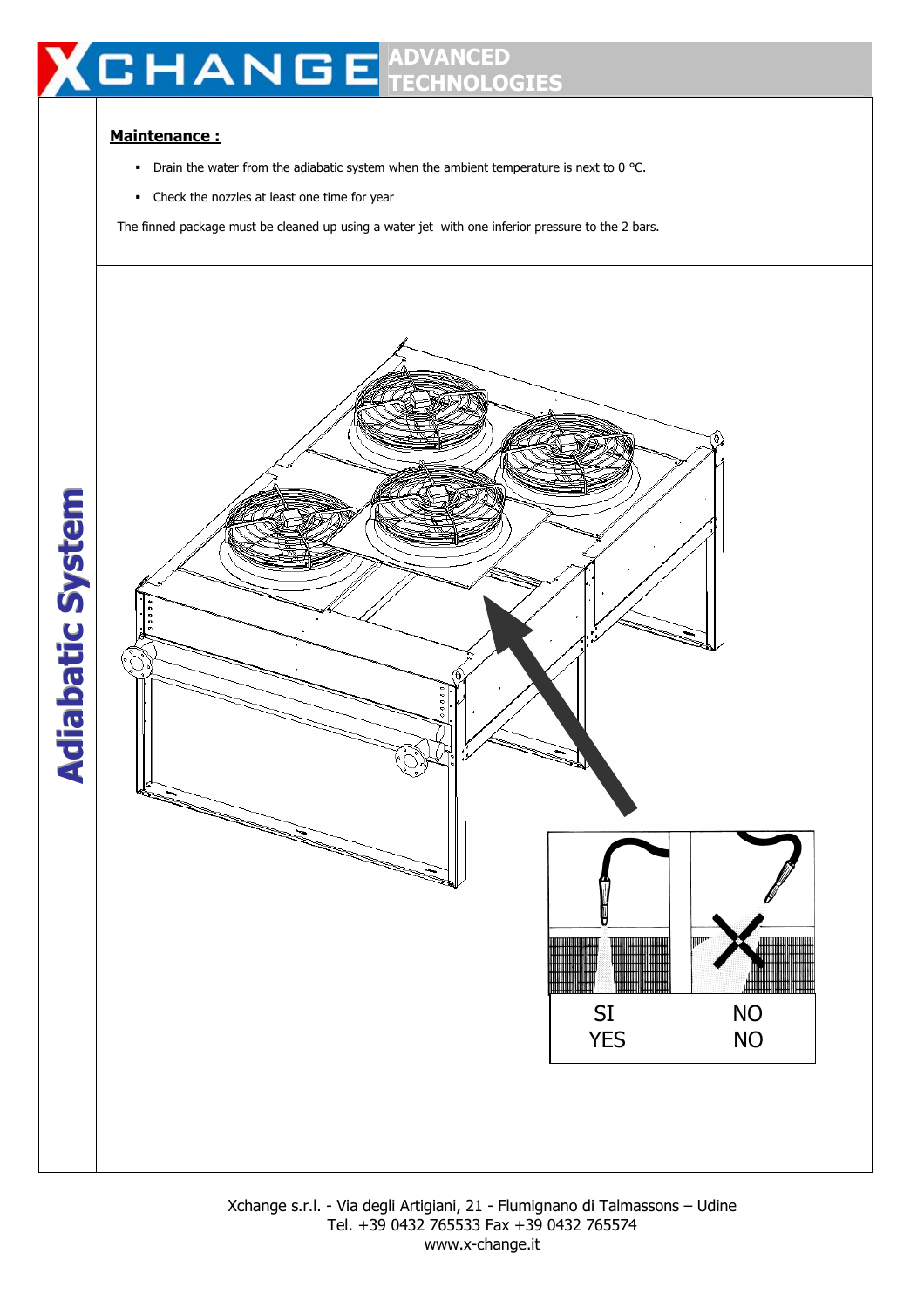**Maintenance :**

- Drain the water from the adiabatic system when the ambient temperature is next to 0 °C.
- Check the nozzles at least one time for year

The finned package must be cleaned up using a water jet  with one inferior pressure to the 2 bars.

SI
YES

NO
NO